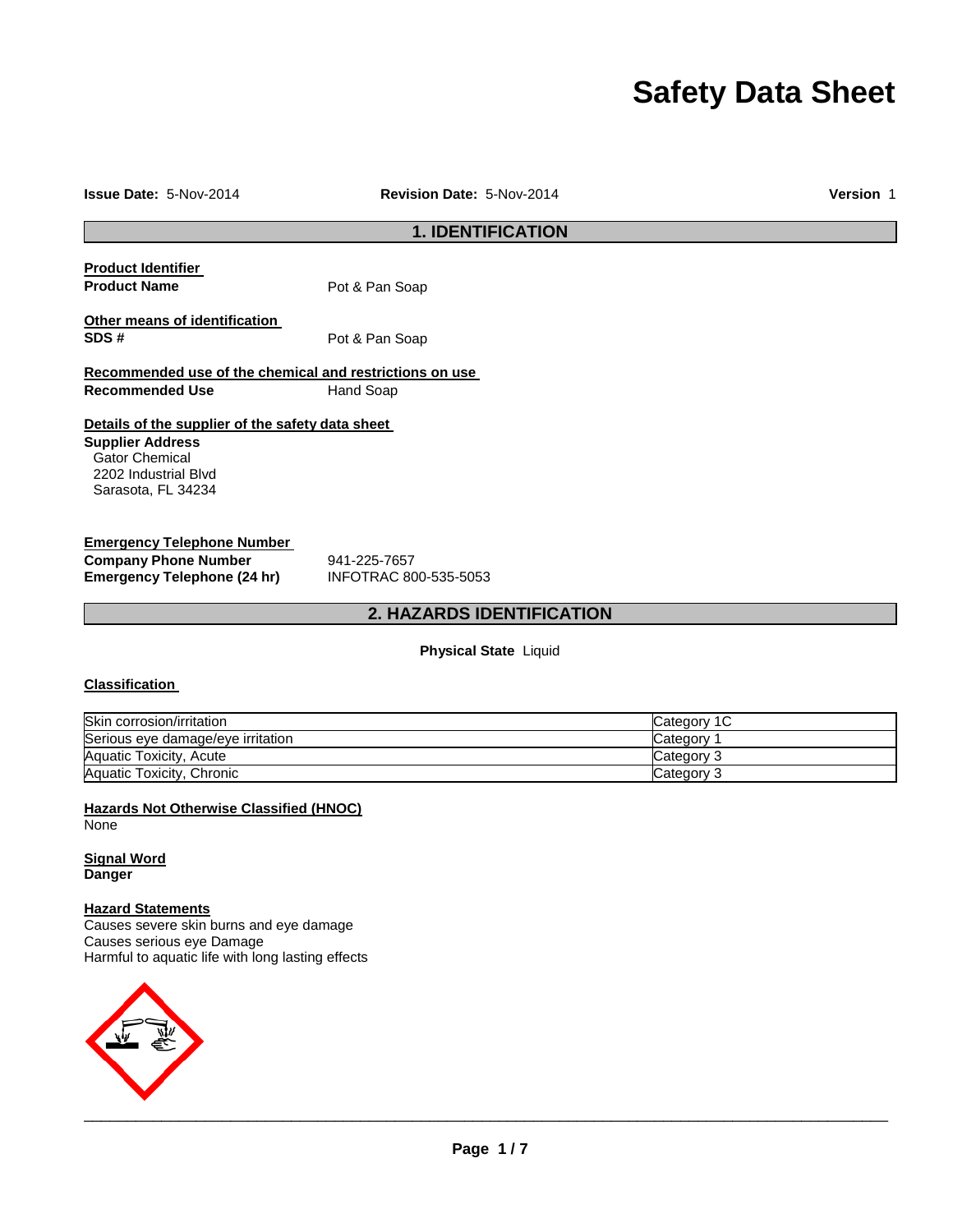# Safety Data Sheet

**Issue Date:** 5-Nov-2014 **Revision Date:** 5-Nov-2014 **Version** 1

## 1. IDENTIFICATION

**Product Identifier**

**Product Name** Pot & Pan Soap

**Other means of identification**

**SDS #** Pot & Pan Soap

**Recommended use of the chemical and restrictions on use**

**Recommended Use** Hand Soap

**Details of the supplier of the safety data sheet**

**Supplier Address**
Gator Chemical
2202 Industrial Blvd
Sarasota, FL 34234

**Emergency Telephone Number**

**Company Phone Number** 941-225-7657

**Emergency Telephone (24 hr)** INFOTRAC 800-535-5053

## 2. HAZARDS IDENTIFICATION

**Physical State** Liquid

**Classification**

| Skin corrosion/irritation | Category 1C |
|---|---|
| Serious eye damage/eye irritation | Category 1 |
| Aquatic Toxicity, Acute | Category 3 |
| Aquatic Toxicity, Chronic | Category 3 |

**Hazards Not Otherwise Classified (HNOC)**
None

**Signal Word**
**Danger**

**Hazard Statements**
Causes severe skin burns and eye damage
Causes serious eye Damage
Harmful to aquatic life with long lasting effects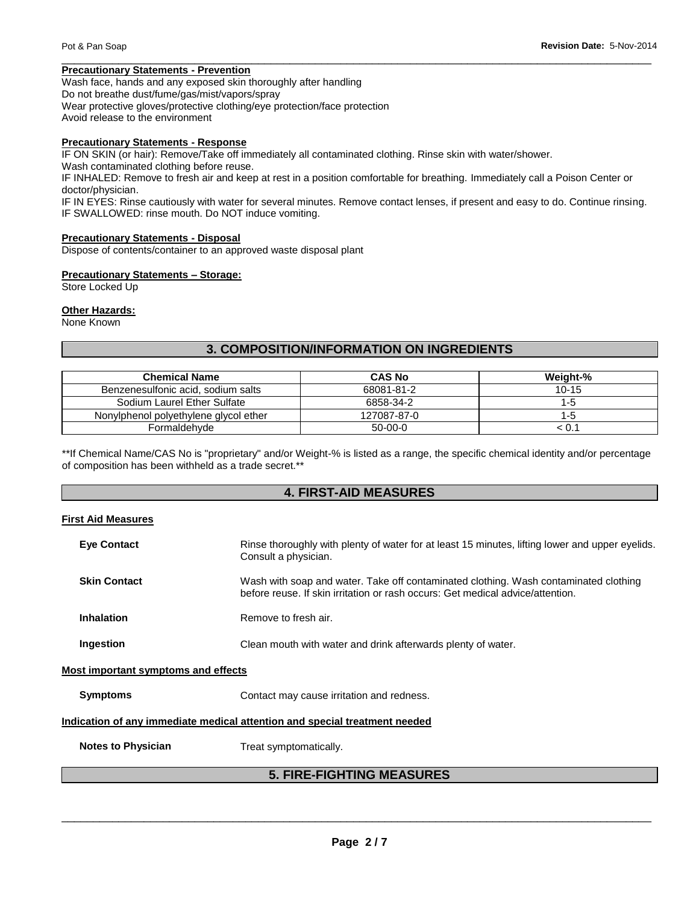**Precautionary Statements - Prevention**

Wash face, hands and any exposed skin thoroughly after handling
Do not breathe dust/fume/gas/mist/vapors/spray
Wear protective gloves/protective clothing/eye protection/face protection
Avoid release to the environment

**Precautionary Statements - Response**

IF ON SKIN (or hair): Remove/Take off immediately all contaminated clothing. Rinse skin with water/shower.
Wash contaminated clothing before reuse.
IF INHALED: Remove to fresh air and keep at rest in a position comfortable for breathing. Immediately call a Poison Center or doctor/physician.
IF IN EYES: Rinse cautiously with water for several minutes. Remove contact lenses, if present and easy to do. Continue rinsing.
IF SWALLOWED: rinse mouth. Do NOT induce vomiting.

**Precautionary Statements - Disposal**

Dispose of contents/container to an approved waste disposal plant

**Precautionary Statements – Storage:**

Store Locked Up

**Other Hazards:**

None Known

## 3. COMPOSITION/INFORMATION ON INGREDIENTS

| Chemical Name | CAS No | Weight-% |
|---|---|---|
| Benzenesulfonic acid, sodium salts | 68081-81-2 | 10-15 |
| Sodium Laurel Ether Sulfate | 6858-34-2 | 1-5 |
| Nonylphenol polyethylene glycol ether | 127087-87-0 | 1-5 |
| Formaldehyde | 50-00-0 | < 0.1 |

**If Chemical Name/CAS No is "proprietary" and/or Weight-% is listed as a range, the specific chemical identity and/or percentage of composition has been withheld as a trade secret.**

## 4. FIRST-AID MEASURES

**First Aid Measures**

**Eye Contact** Rinse thoroughly with plenty of water for at least 15 minutes, lifting lower and upper eyelids. Consult a physician.

**Skin Contact** Wash with soap and water. Take off contaminated clothing. Wash contaminated clothing before reuse. If skin irritation or rash occurs: Get medical advice/attention.

**Inhalation** Remove to fresh air.

**Ingestion** Clean mouth with water and drink afterwards plenty of water.

**Most important symptoms and effects**

**Symptoms** Contact may cause irritation and redness.

**Indication of any immediate medical attention and special treatment needed**

**Notes to Physician** Treat symptomatically.

## 5. FIRE-FIGHTING MEASURES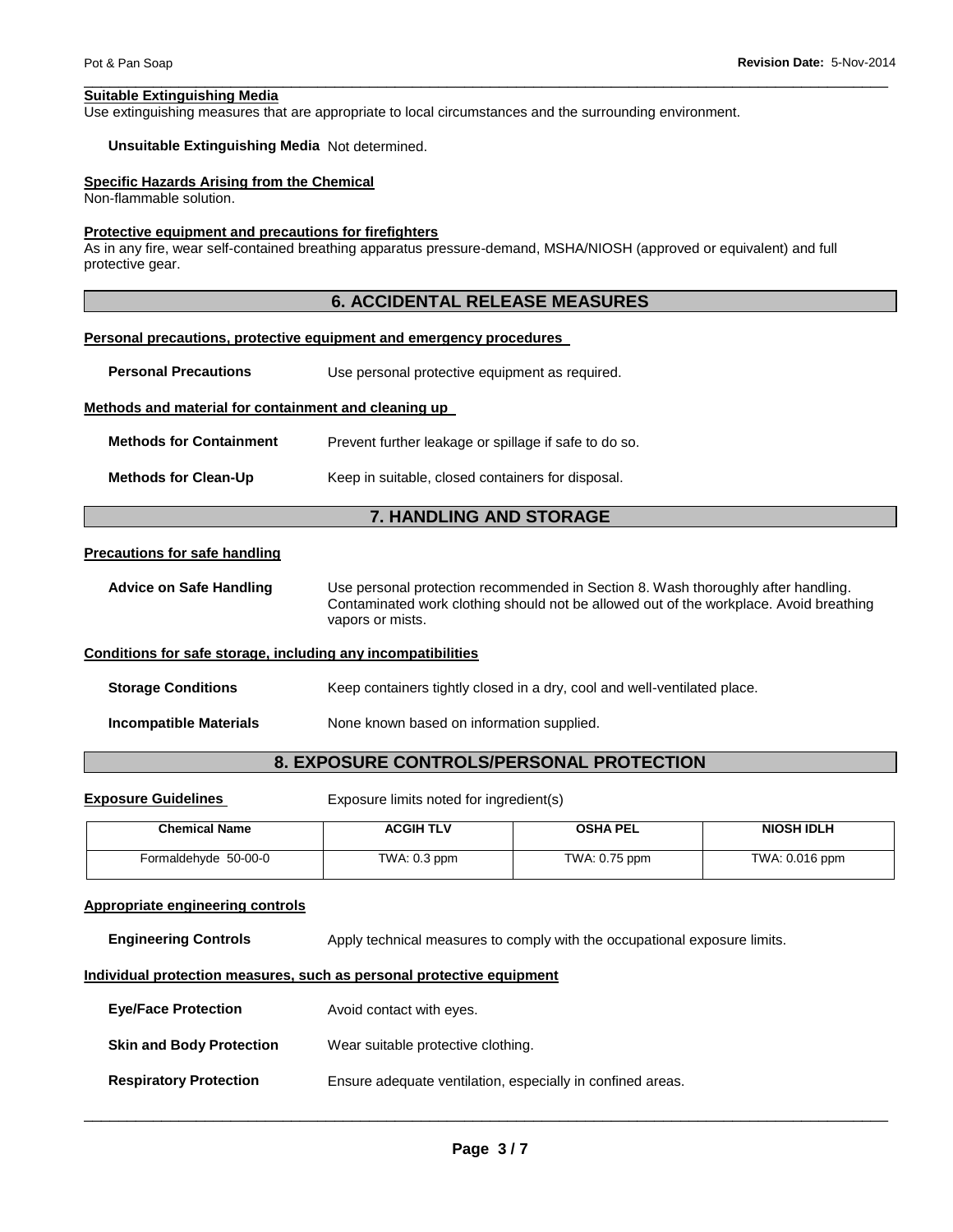**Suitable Extinguishing Media**

Use extinguishing measures that are appropriate to local circumstances and the surrounding environment.

**Unsuitable Extinguishing Media** Not determined.

**Specific Hazards Arising from the Chemical**

Non-flammable solution.

**Protective equipment and precautions for firefighters**

As in any fire, wear self-contained breathing apparatus pressure-demand, MSHA/NIOSH (approved or equivalent) and full protective gear.

## 6. ACCIDENTAL RELEASE MEASURES

**Personal precautions, protective equipment and emergency procedures**

**Personal Precautions** Use personal protective equipment as required.

**Methods and material for containment and cleaning up**

**Methods for Containment** Prevent further leakage or spillage if safe to do so.

**Methods for Clean-Up** Keep in suitable, closed containers for disposal.

## 7. HANDLING AND STORAGE

**Precautions for safe handling**

**Advice on Safe Handling** Use personal protection recommended in Section 8. Wash thoroughly after handling. Contaminated work clothing should not be allowed out of the workplace. Avoid breathing vapors or mists.

**Conditions for safe storage, including any incompatibilities**

**Storage Conditions** Keep containers tightly closed in a dry, cool and well-ventilated place.

**Incompatible Materials** None known based on information supplied.

## 8. EXPOSURE CONTROLS/PERSONAL PROTECTION

**Exposure Guidelines** Exposure limits noted for ingredient(s)

| Chemical Name | ACGIH TLV | OSHA PEL | NIOSH IDLH |
|---|---|---|---|
| Formaldehyde 50-00-0 | TWA: 0.3 ppm | TWA: 0.75 ppm | TWA: 0.016 ppm |

**Appropriate engineering controls**

**Engineering Controls** Apply technical measures to comply with the occupational exposure limits.

**Individual protection measures, such as personal protective equipment**

**Eye/Face Protection** Avoid contact with eyes.

**Skin and Body Protection** Wear suitable protective clothing.

**Respiratory Protection** Ensure adequate ventilation, especially in confined areas.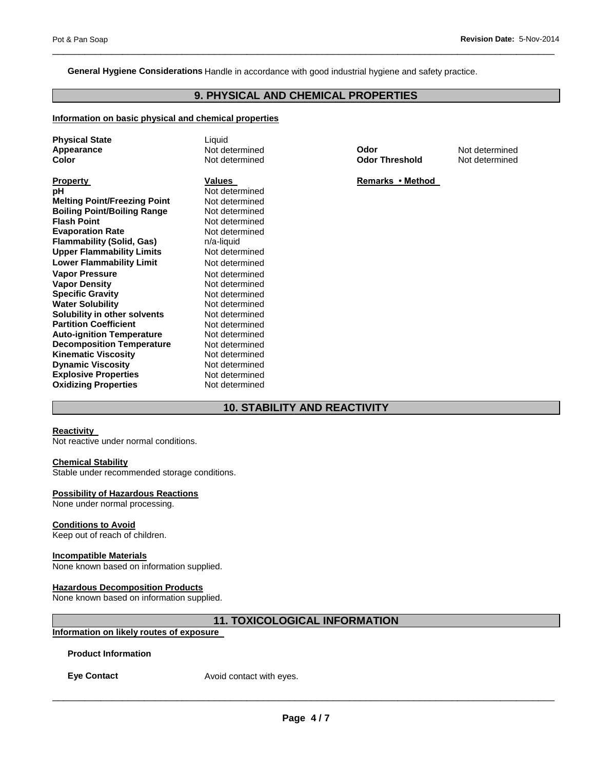**General Hygiene Considerations** Handle in accordance with good industrial hygiene and safety practice.

## 9. PHYSICAL AND CHEMICAL PROPERTIES

### Information on basic physical and chemical properties

| | | | |
|---|---|---|---|
| **Physical State** | Liquid | | |
| **Appearance** | Not determined | **Odor** | Not determined |
| **Color** | Not determined | **Odor Threshold** | Not determined |

| Property | Values | Remarks • Method |
|---|---|---|
| **pH** | Not determined | |
| **Melting Point/Freezing Point** | Not determined | |
| **Boiling Point/Boiling Range** | Not determined | |
| **Flash Point** | Not determined | |
| **Evaporation Rate** | Not determined | |
| **Flammability (Solid, Gas)** | n/a-liquid | |
| **Upper Flammability Limits** | Not determined | |
| **Lower Flammability Limit** | Not determined | |
| **Vapor Pressure** | Not determined | |
| **Vapor Density** | Not determined | |
| **Specific Gravity** | Not determined | |
| **Water Solubility** | Not determined | |
| **Solubility in other solvents** | Not determined | |
| **Partition Coefficient** | Not determined | |
| **Auto-ignition Temperature** | Not determined | |
| **Decomposition Temperature** | Not determined | |
| **Kinematic Viscosity** | Not determined | |
| **Dynamic Viscosity** | Not determined | |
| **Explosive Properties** | Not determined | |
| **Oxidizing Properties** | Not determined | |

## 10. STABILITY AND REACTIVITY

**Reactivity**
Not reactive under normal conditions.

**Chemical Stability**
Stable under recommended storage conditions.

**Possibility of Hazardous Reactions**
None under normal processing.

**Conditions to Avoid**
Keep out of reach of children.

**Incompatible Materials**
None known based on information supplied.

**Hazardous Decomposition Products**
None known based on information supplied.

## 11. TOXICOLOGICAL INFORMATION

### Information on likely routes of exposure

**Product Information**

**Eye Contact** Avoid contact with eyes.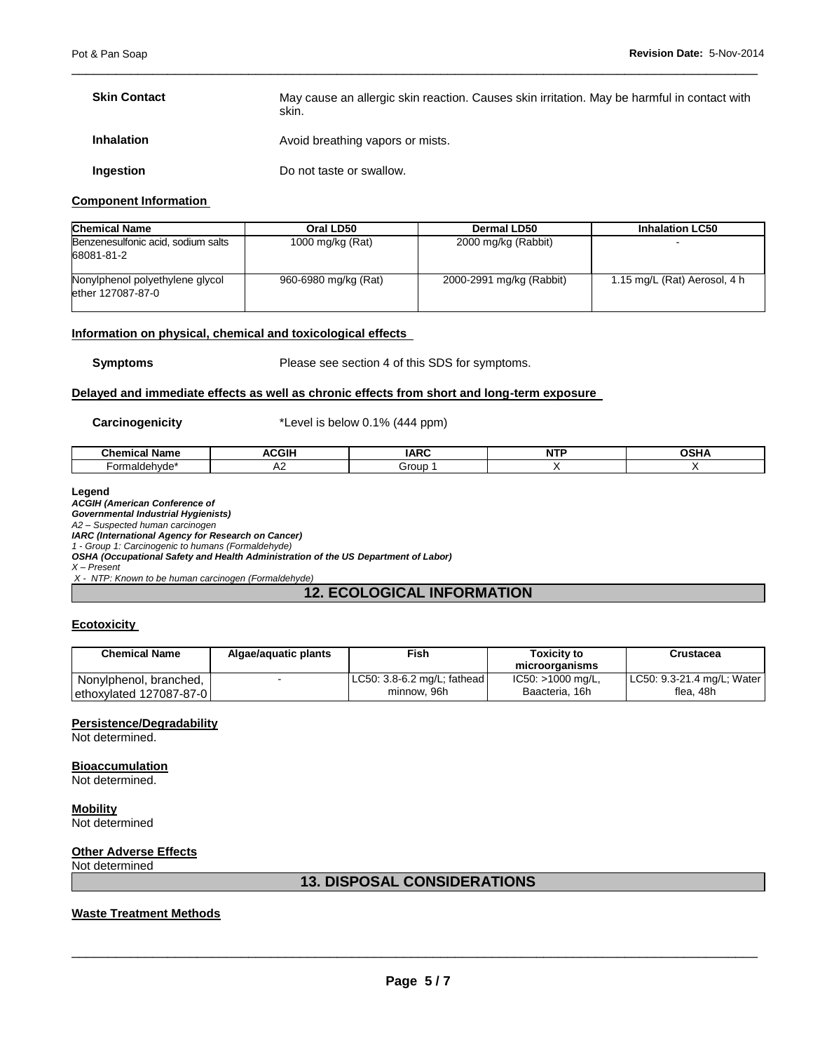**Skin Contact** May cause an allergic skin reaction. Causes skin irritation. May be harmful in contact with skin.

**Inhalation** Avoid breathing vapors or mists.

**Ingestion** Do not taste or swallow.

**Component Information**

| Chemical Name | Oral LD50 | Dermal LD50 | Inhalation LC50 |
|---|---|---|---|
| Benzenesulfonic acid, sodium salts 68081-81-2 | 1000 mg/kg (Rat) | 2000 mg/kg (Rabbit) | - |
| Nonylphenol polyethylene glycol ether 127087-87-0 | 960-6980 mg/kg (Rat) | 2000-2991 mg/kg (Rabbit) | 1.15 mg/L (Rat) Aerosol, 4 h |

**Information on physical, chemical and toxicological effects**

**Symptoms** Please see section 4 of this SDS for symptoms.

**Delayed and immediate effects as well as chronic effects from short and long-term exposure**

**Carcinogenicity** *Level is below 0.1% (444 ppm)

| Chemical Name | ACGIH | IARC | NTP | OSHA |
|---|---|---|---|---|
| Formaldehyde* | A2 | Group 1 | X | X |

**Legend**
***ACGIH (American Conference of Governmental Industrial Hygienists)***
*A2 – Suspected human carcinogen*
***IARC (International Agency for Research on Cancer)***
*1 - Group 1: Carcinogenic to humans (Formaldehyde)*
***OSHA (Occupational Safety and Health Administration of the US Department of Labor)***
*X – Present*
*X - NTP: Known to be human carcinogen (Formaldehyde)*

## 12. ECOLOGICAL INFORMATION

**Ecotoxicity**

| Chemical Name | Algae/aquatic plants | Fish | Toxicity to microorganisms | Crustacea |
|---|---|---|---|---|
| Nonylphenol, branched, ethoxylated 127087-87-0 | - | LC50: 3.8-6.2 mg/L; fathead minnow, 96h | IC50: >1000 mg/L, Baacteria, 16h | LC50: 9.3-21.4 mg/L; Water flea, 48h |

**Persistence/Degradability**
Not determined.

**Bioaccumulation**
Not determined.

**Mobility**
Not determined

**Other Adverse Effects**
Not determined

## 13. DISPOSAL CONSIDERATIONS

**Waste Treatment Methods**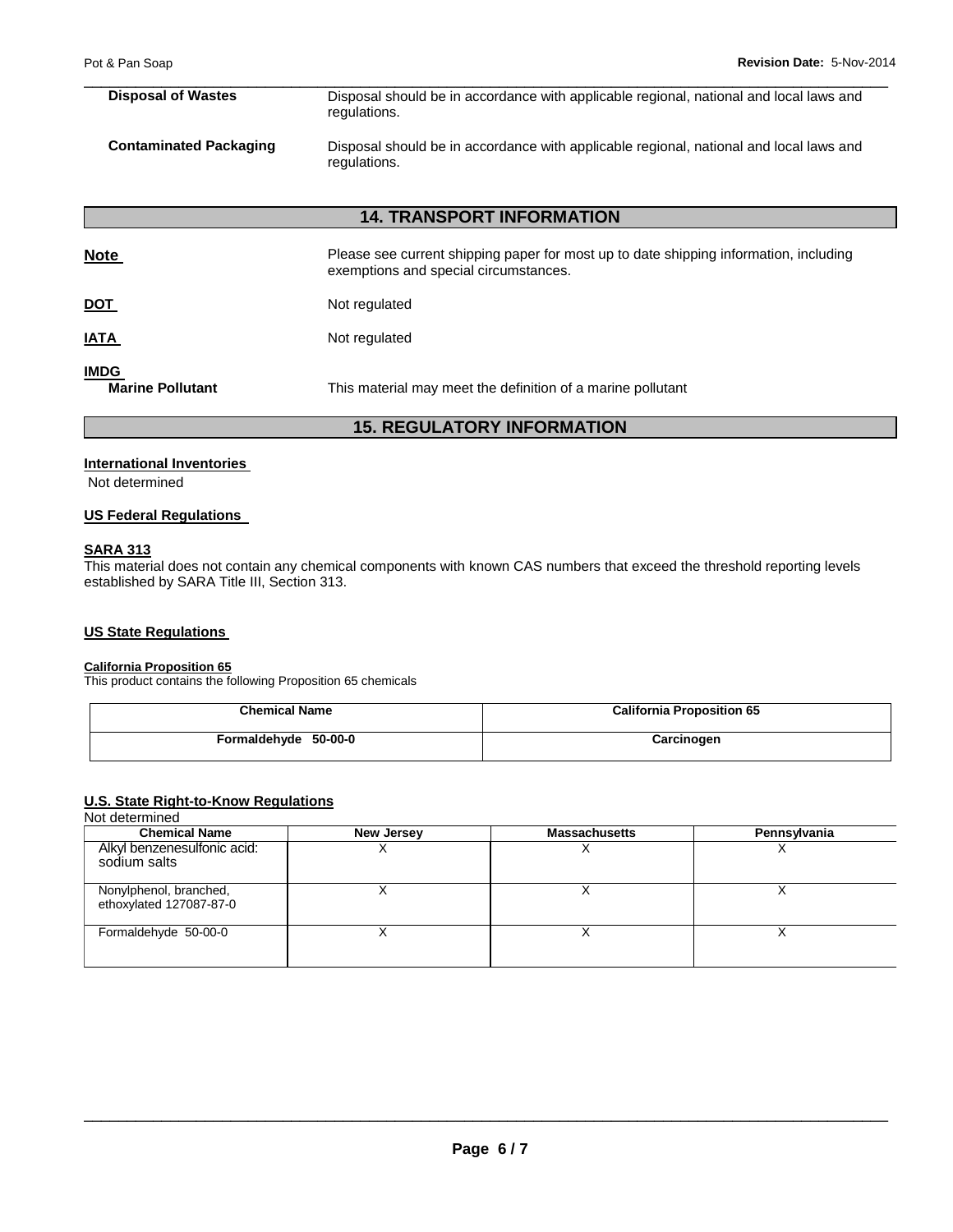| | |
|---|---|
| **Disposal of Wastes** | Disposal should be in accordance with applicable regional, national and local laws and regulations. |
| **Contaminated Packaging** | Disposal should be in accordance with applicable regional, national and local laws and regulations. |

## 14. TRANSPORT INFORMATION

| | |
|---|---|
| **Note** | Please see current shipping paper for most up to date shipping information, including exemptions and special circumstances. |
| **DOT** | Not regulated |
| **IATA** | Not regulated |
| **IMDG** | |
| **Marine Pollutant** | This material may meet the definition of a marine pollutant |

## 15. REGULATORY INFORMATION

**International Inventories**

Not determined

**US Federal Regulations**

**SARA 313**

This material does not contain any chemical components with known CAS numbers that exceed the threshold reporting levels established by SARA Title III, Section 313.

**US State Regulations**

**California Proposition 65**

This product contains the following Proposition 65 chemicals

| Chemical Name | California Proposition 65 |
|---|---|
| Formaldehyde 50-00-0 | Carcinogen |

**U.S. State Right-to-Know Regulations**

Not determined

| Chemical Name | New Jersey | Massachusetts | Pennsylvania |
|---|---|---|---|
| Alkyl benzenesulfonic acid: sodium salts | X | X | X |
| Nonylphenol, branched, ethoxylated 127087-87-0 | X | X | X |
| Formaldehyde 50-00-0 | X | X | X |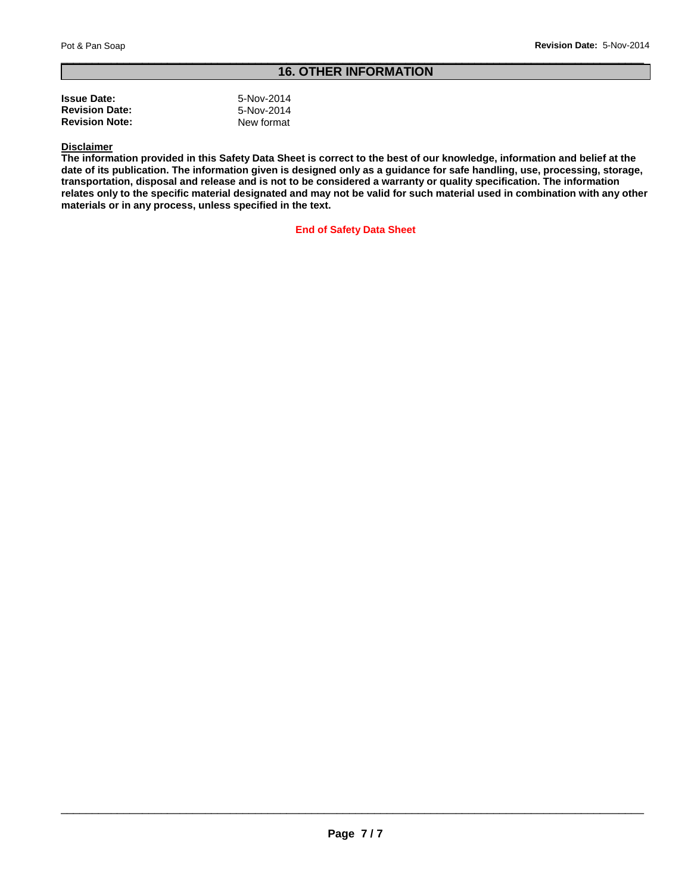## 16. OTHER INFORMATION

**Issue Date:** 5-Nov-2014
**Revision Date:** 5-Nov-2014
**Revision Note:** New format

**Disclaimer**

**The information provided in this Safety Data Sheet is correct to the best of our knowledge, information and belief at the date of its publication. The information given is designed only as a guidance for safe handling, use, processing, storage, transportation, disposal and release and is not to be considered a warranty or quality specification. The information relates only to the specific material designated and may not be valid for such material used in combination with any other materials or in any process, unless specified in the text.**

**End of Safety Data Sheet**